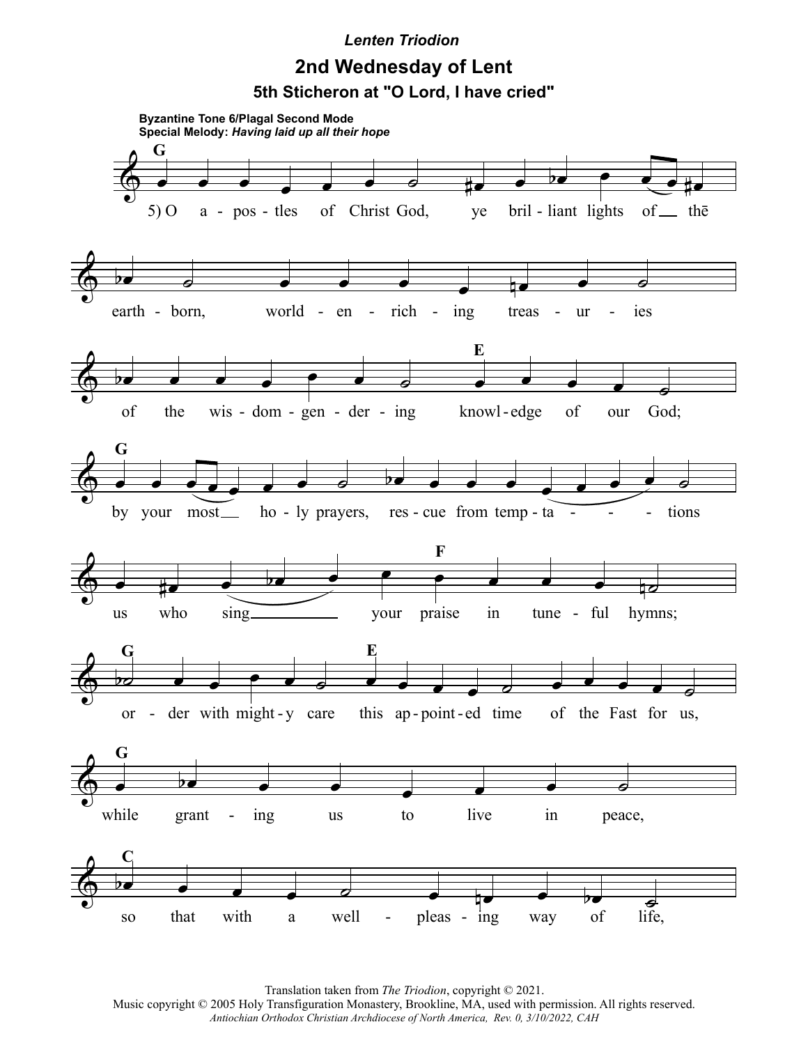*Lenten Triodion*

# 2nd Wednesday of Lent

## 5th Sticheron at "O Lord, I have cried"

**Byzantine Tone 6/Plagal Second Mode**
**Special Melody:** ***Having laid up all their hope***

G

5) O a - pos - tles of Christ God, ye bril - liant lights of __ thē

earth - born, world - en - rich - ing treas - ur - ies

of the wis - dom - gen - der - ing knowl - edge of our God;

G

by your most __ ho - ly prayers, res - cue from temp - ta - - - - tions

us who sing __________ your praise in tune - ful hymns;

G E

or - der with might - y care this ap - point - ed time of the Fast for us,

G

while grant - ing us to live in peace,

C

so that with a well - pleas - ing way of life,

Translation taken from *The Triodion*, copyright © 2021.
Music copyright © 2005 Holy Transfiguration Monastery, Brookline, MA, used with permission. All rights reserved.
*Antiochian Orthodox Christian Archdiocese of North America, Rev. 0, 3/10/2022, CAH*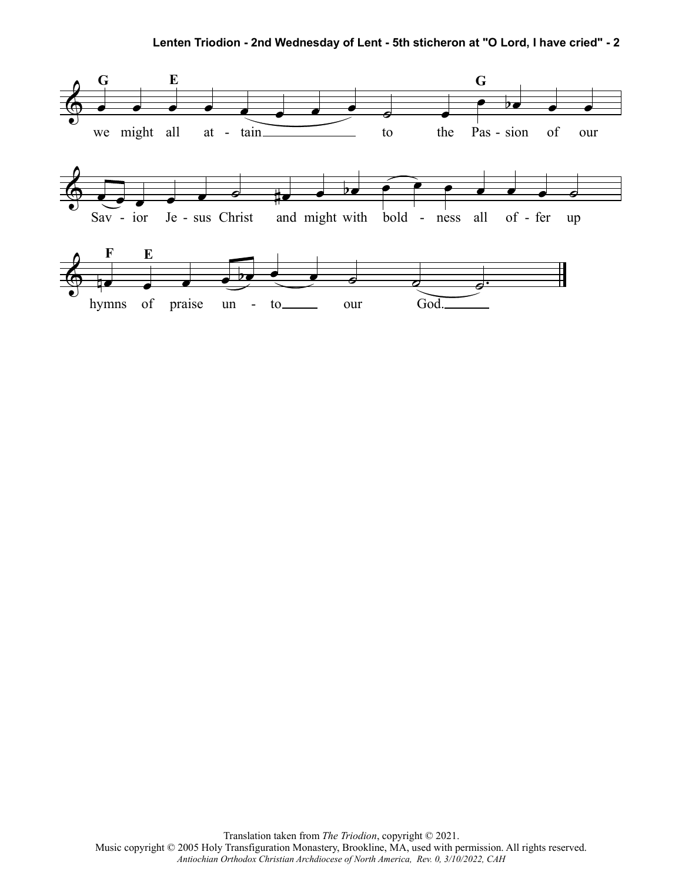we might all at - tain to the Pas - sion of our

Sav - ior Je - sus Christ and might with bold - ness all of - fer up

hymns of praise un - to our God.

Translation taken from *The Triodion*, copyright © 2021.
Music copyright © 2005 Holy Transfiguration Monastery, Brookline, MA, used with permission. All rights reserved.
*Antiochian Orthodox Christian Archdiocese of North America, Rev. 0, 3/10/2022, CAH*